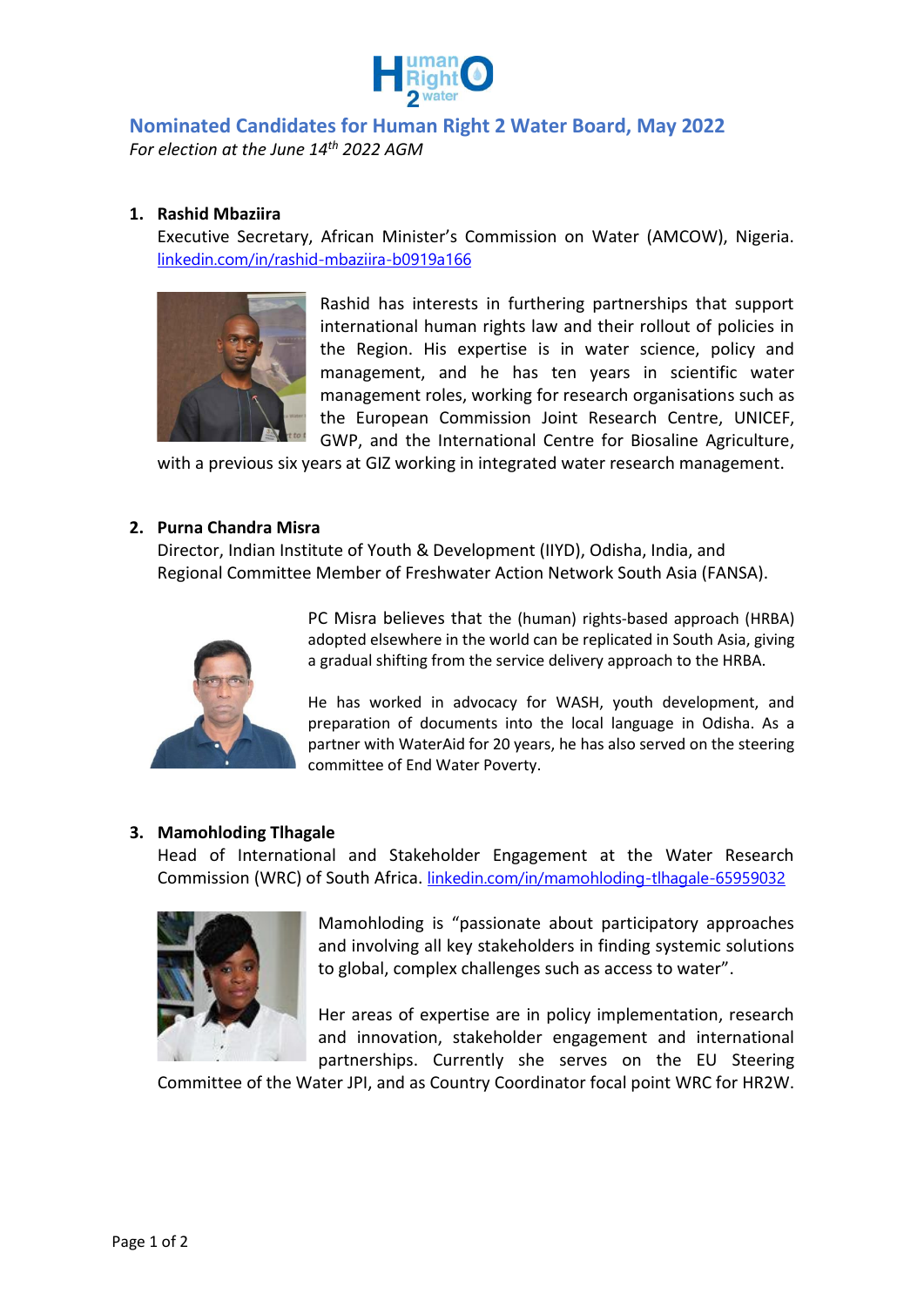# Nominated Candidates for Human Right 2 Water Board, May 2022

*For election at the June 14th 2022 AGM*

1. **Rashid Mbaziira**
   Executive Secretary, African Minister's Commission on Water (AMCOW), Nigeria. linkedin.com/in/rashid-mbaziira-b0919a166

   Rashid has interests in furthering partnerships that support international human rights law and their rollout of policies in the Region. His expertise is in water science, policy and management, and he has ten years in scientific water management roles, working for research organisations such as the European Commission Joint Research Centre, UNICEF, GWP, and the International Centre for Biosaline Agriculture, with a previous six years at GIZ working in integrated water research management.

2. **Purna Chandra Misra**
   Director, Indian Institute of Youth & Development (IIYD), Odisha, India, and Regional Committee Member of Freshwater Action Network South Asia (FANSA).

   PC Misra believes that the (human) rights-based approach (HRBA) adopted elsewhere in the world can be replicated in South Asia, giving a gradual shifting from the service delivery approach to the HRBA.

   He has worked in advocacy for WASH, youth development, and preparation of documents into the local language in Odisha. As a partner with WaterAid for 20 years, he has also served on the steering committee of End Water Poverty.

3. **Mamohloding Tlhagale**
   Head of International and Stakeholder Engagement at the Water Research Commission (WRC) of South Africa. linkedin.com/in/mamohloding-tlhagale-65959032

   Mamohloding is "passionate about participatory approaches and involving all key stakeholders in finding systemic solutions to global, complex challenges such as access to water".

   Her areas of expertise are in policy implementation, research and innovation, stakeholder engagement and international partnerships. Currently she serves on the EU Steering Committee of the Water JPI, and as Country Coordinator focal point WRC for HR2W.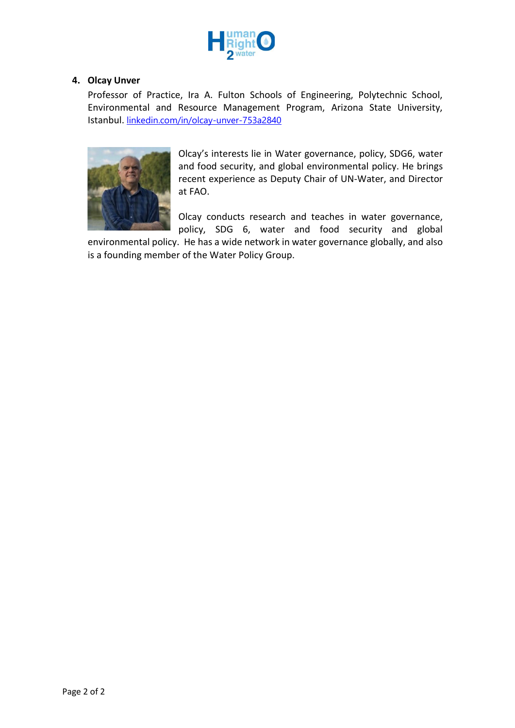4. **Olcay Unver**

   Professor of Practice, Ira A. Fulton Schools of Engineering, Polytechnic School, Environmental and Resource Management Program, Arizona State University, Istanbul. [linkedin.com/in/olcay-unver-753a2840](https://linkedin.com/in/olcay-unver-753a2840)

   Olcay's interests lie in Water governance, policy, SDG6, water and food security, and global environmental policy. He brings recent experience as Deputy Chair of UN-Water, and Director at FAO.

   Olcay conducts research and teaches in water governance, policy, SDG 6, water and food security and global environmental policy. He has a wide network in water governance globally, and also is a founding member of the Water Policy Group.